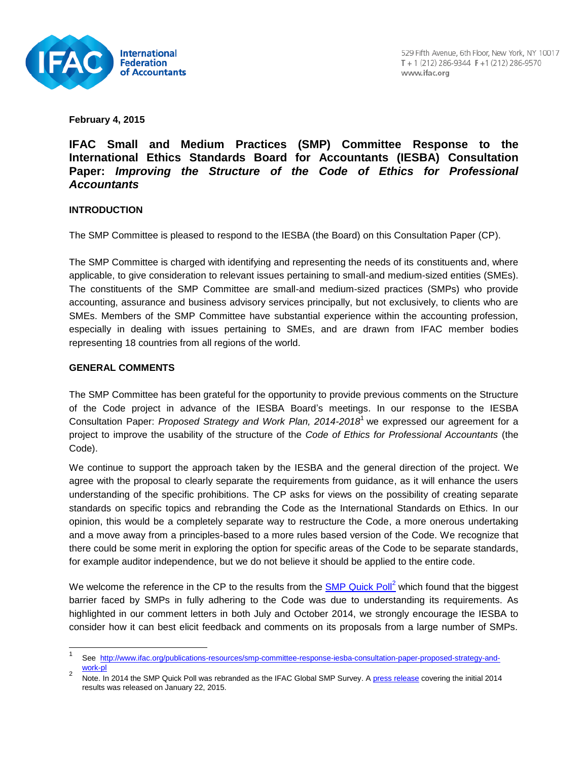February 4, 2015

# IFAC Small and Medium Practices (SMP) Committee Response to the International Ethics Standards Board for Accountants (IESBA) Consultation Paper: *Improving the Structure of the Code of Ethics for Professional Accountants*

## INTRODUCTION

The SMP Committee is pleased to respond to the IESBA (the Board) on this Consultation Paper (CP).

The SMP Committee is charged with identifying and representing the needs of its constituents and, where applicable, to give consideration to relevant issues pertaining to small-and medium-sized entities (SMEs). The constituents of the SMP Committee are small-and medium-sized practices (SMPs) who provide accounting, assurance and business advisory services principally, but not exclusively, to clients who are SMEs. Members of the SMP Committee have substantial experience within the accounting profession, especially in dealing with issues pertaining to SMEs, and are drawn from IFAC member bodies representing 18 countries from all regions of the world.

## GENERAL COMMENTS

The SMP Committee has been grateful for the opportunity to provide previous comments on the Structure of the Code project in advance of the IESBA Board's meetings. In our response to the IESBA Consultation Paper: *Proposed Strategy and Work Plan, 2014-2018*[1] we expressed our agreement for a project to improve the usability of the structure of the *Code of Ethics for Professional Accountants* (the Code).

We continue to support the approach taken by the IESBA and the general direction of the project. We agree with the proposal to clearly separate the requirements from guidance, as it will enhance the users understanding of the specific prohibitions. The CP asks for views on the possibility of creating separate standards on specific topics and rebranding the Code as the International Standards on Ethics. In our opinion, this would be a completely separate way to restructure the Code, a more onerous undertaking and a move away from a principles-based to a more rules based version of the Code. We recognize that there could be some merit in exploring the option for specific areas of the Code to be separate standards, for example auditor independence, but we do not believe it should be applied to the entire code.

We welcome the reference in the CP to the results from the SMP Quick Poll[2] which found that the biggest barrier faced by SMPs in fully adhering to the Code was due to understanding its requirements. As highlighted in our comment letters in both July and October 2014, we strongly encourage the IESBA to consider how it can best elicit feedback and comments on its proposals from a large number of SMPs.

---

[1] See http://www.ifac.org/publications-resources/smp-committee-response-iesba-consultation-paper-proposed-strategy-and-work-pl

[2] Note. In 2014 the SMP Quick Poll was rebranded as the IFAC Global SMP Survey. A press release covering the initial 2014 results was released on January 22, 2015.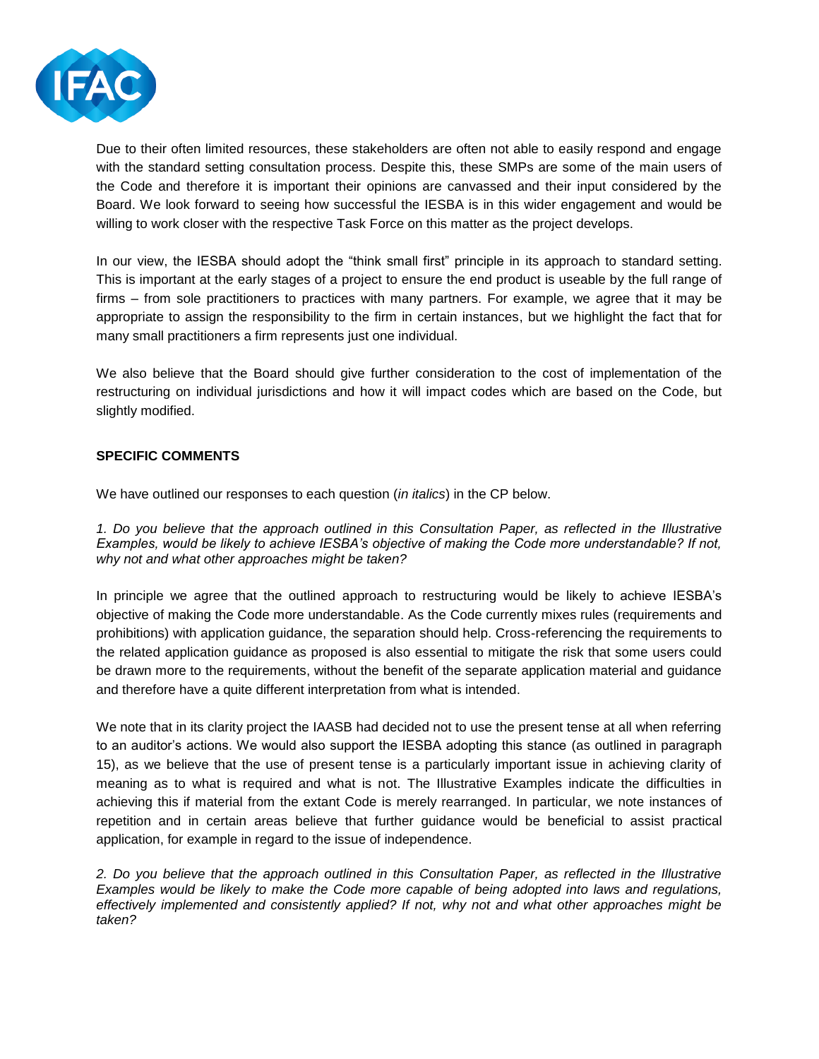Due to their often limited resources, these stakeholders are often not able to easily respond and engage with the standard setting consultation process. Despite this, these SMPs are some of the main users of the Code and therefore it is important their opinions are canvassed and their input considered by the Board. We look forward to seeing how successful the IESBA is in this wider engagement and would be willing to work closer with the respective Task Force on this matter as the project develops.

In our view, the IESBA should adopt the "think small first" principle in its approach to standard setting. This is important at the early stages of a project to ensure the end product is useable by the full range of firms – from sole practitioners to practices with many partners. For example, we agree that it may be appropriate to assign the responsibility to the firm in certain instances, but we highlight the fact that for many small practitioners a firm represents just one individual.

We also believe that the Board should give further consideration to the cost of implementation of the restructuring on individual jurisdictions and how it will impact codes which are based on the Code, but slightly modified.

**SPECIFIC COMMENTS**

We have outlined our responses to each question (*in italics*) in the CP below.

*1. Do you believe that the approach outlined in this Consultation Paper, as reflected in the Illustrative Examples, would be likely to achieve IESBA's objective of making the Code more understandable? If not, why not and what other approaches might be taken?*

In principle we agree that the outlined approach to restructuring would be likely to achieve IESBA's objective of making the Code more understandable. As the Code currently mixes rules (requirements and prohibitions) with application guidance, the separation should help. Cross-referencing the requirements to the related application guidance as proposed is also essential to mitigate the risk that some users could be drawn more to the requirements, without the benefit of the separate application material and guidance and therefore have a quite different interpretation from what is intended.

We note that in its clarity project the IAASB had decided not to use the present tense at all when referring to an auditor's actions. We would also support the IESBA adopting this stance (as outlined in paragraph 15), as we believe that the use of present tense is a particularly important issue in achieving clarity of meaning as to what is required and what is not. The Illustrative Examples indicate the difficulties in achieving this if material from the extant Code is merely rearranged. In particular, we note instances of repetition and in certain areas believe that further guidance would be beneficial to assist practical application, for example in regard to the issue of independence.

*2. Do you believe that the approach outlined in this Consultation Paper, as reflected in the Illustrative Examples would be likely to make the Code more capable of being adopted into laws and regulations, effectively implemented and consistently applied? If not, why not and what other approaches might be taken?*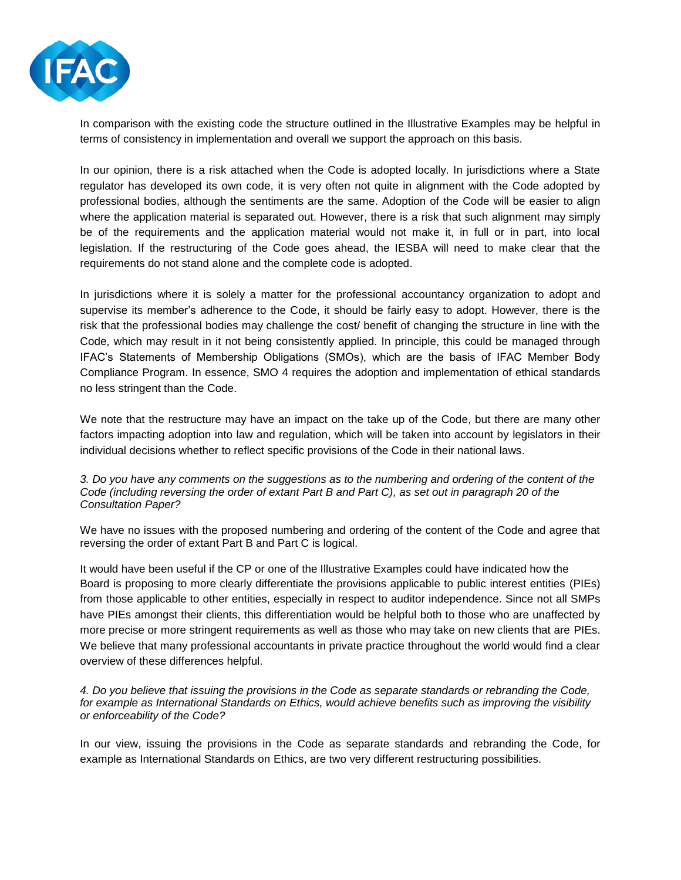In comparison with the existing code the structure outlined in the Illustrative Examples may be helpful in terms of consistency in implementation and overall we support the approach on this basis.

In our opinion, there is a risk attached when the Code is adopted locally. In jurisdictions where a State regulator has developed its own code, it is very often not quite in alignment with the Code adopted by professional bodies, although the sentiments are the same. Adoption of the Code will be easier to align where the application material is separated out. However, there is a risk that such alignment may simply be of the requirements and the application material would not make it, in full or in part, into local legislation. If the restructuring of the Code goes ahead, the IESBA will need to make clear that the requirements do not stand alone and the complete code is adopted.

In jurisdictions where it is solely a matter for the professional accountancy organization to adopt and supervise its member's adherence to the Code, it should be fairly easy to adopt. However, there is the risk that the professional bodies may challenge the cost/ benefit of changing the structure in line with the Code, which may result in it not being consistently applied. In principle, this could be managed through IFAC's Statements of Membership Obligations (SMOs), which are the basis of IFAC Member Body Compliance Program. In essence, SMO 4 requires the adoption and implementation of ethical standards no less stringent than the Code.

We note that the restructure may have an impact on the take up of the Code, but there are many other factors impacting adoption into law and regulation, which will be taken into account by legislators in their individual decisions whether to reflect specific provisions of the Code in their national laws.

*3. Do you have any comments on the suggestions as to the numbering and ordering of the content of the Code (including reversing the order of extant Part B and Part C), as set out in paragraph 20 of the Consultation Paper?*

We have no issues with the proposed numbering and ordering of the content of the Code and agree that reversing the order of extant Part B and Part C is logical.

It would have been useful if the CP or one of the Illustrative Examples could have indicated how the Board is proposing to more clearly differentiate the provisions applicable to public interest entities (PIEs) from those applicable to other entities, especially in respect to auditor independence. Since not all SMPs have PIEs amongst their clients, this differentiation would be helpful both to those who are unaffected by more precise or more stringent requirements as well as those who may take on new clients that are PIEs. We believe that many professional accountants in private practice throughout the world would find a clear overview of these differences helpful.

*4. Do you believe that issuing the provisions in the Code as separate standards or rebranding the Code, for example as International Standards on Ethics, would achieve benefits such as improving the visibility or enforceability of the Code?*

In our view, issuing the provisions in the Code as separate standards and rebranding the Code, for example as International Standards on Ethics, are two very different restructuring possibilities.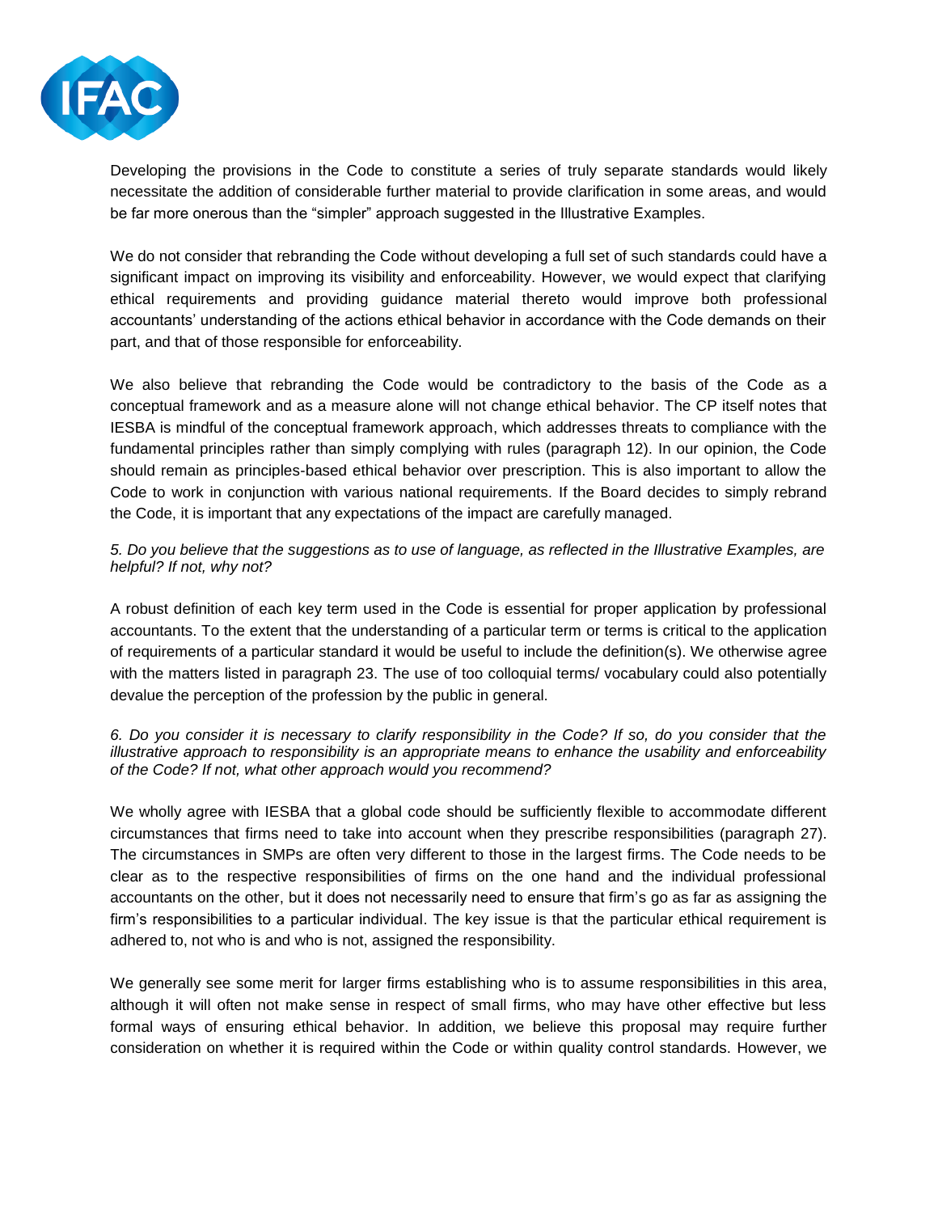Developing the provisions in the Code to constitute a series of truly separate standards would likely necessitate the addition of considerable further material to provide clarification in some areas, and would be far more onerous than the "simpler" approach suggested in the Illustrative Examples.

We do not consider that rebranding the Code without developing a full set of such standards could have a significant impact on improving its visibility and enforceability. However, we would expect that clarifying ethical requirements and providing guidance material thereto would improve both professional accountants' understanding of the actions ethical behavior in accordance with the Code demands on their part, and that of those responsible for enforceability.

We also believe that rebranding the Code would be contradictory to the basis of the Code as a conceptual framework and as a measure alone will not change ethical behavior. The CP itself notes that IESBA is mindful of the conceptual framework approach, which addresses threats to compliance with the fundamental principles rather than simply complying with rules (paragraph 12). In our opinion, the Code should remain as principles-based ethical behavior over prescription. This is also important to allow the Code to work in conjunction with various national requirements. If the Board decides to simply rebrand the Code, it is important that any expectations of the impact are carefully managed.

*5. Do you believe that the suggestions as to use of language, as reflected in the Illustrative Examples, are helpful? If not, why not?*

A robust definition of each key term used in the Code is essential for proper application by professional accountants. To the extent that the understanding of a particular term or terms is critical to the application of requirements of a particular standard it would be useful to include the definition(s). We otherwise agree with the matters listed in paragraph 23. The use of too colloquial terms/ vocabulary could also potentially devalue the perception of the profession by the public in general.

*6. Do you consider it is necessary to clarify responsibility in the Code? If so, do you consider that the illustrative approach to responsibility is an appropriate means to enhance the usability and enforceability of the Code? If not, what other approach would you recommend?*

We wholly agree with IESBA that a global code should be sufficiently flexible to accommodate different circumstances that firms need to take into account when they prescribe responsibilities (paragraph 27). The circumstances in SMPs are often very different to those in the largest firms. The Code needs to be clear as to the respective responsibilities of firms on the one hand and the individual professional accountants on the other, but it does not necessarily need to ensure that firm's go as far as assigning the firm's responsibilities to a particular individual. The key issue is that the particular ethical requirement is adhered to, not who is and who is not, assigned the responsibility.

We generally see some merit for larger firms establishing who is to assume responsibilities in this area, although it will often not make sense in respect of small firms, who may have other effective but less formal ways of ensuring ethical behavior. In addition, we believe this proposal may require further consideration on whether it is required within the Code or within quality control standards. However, we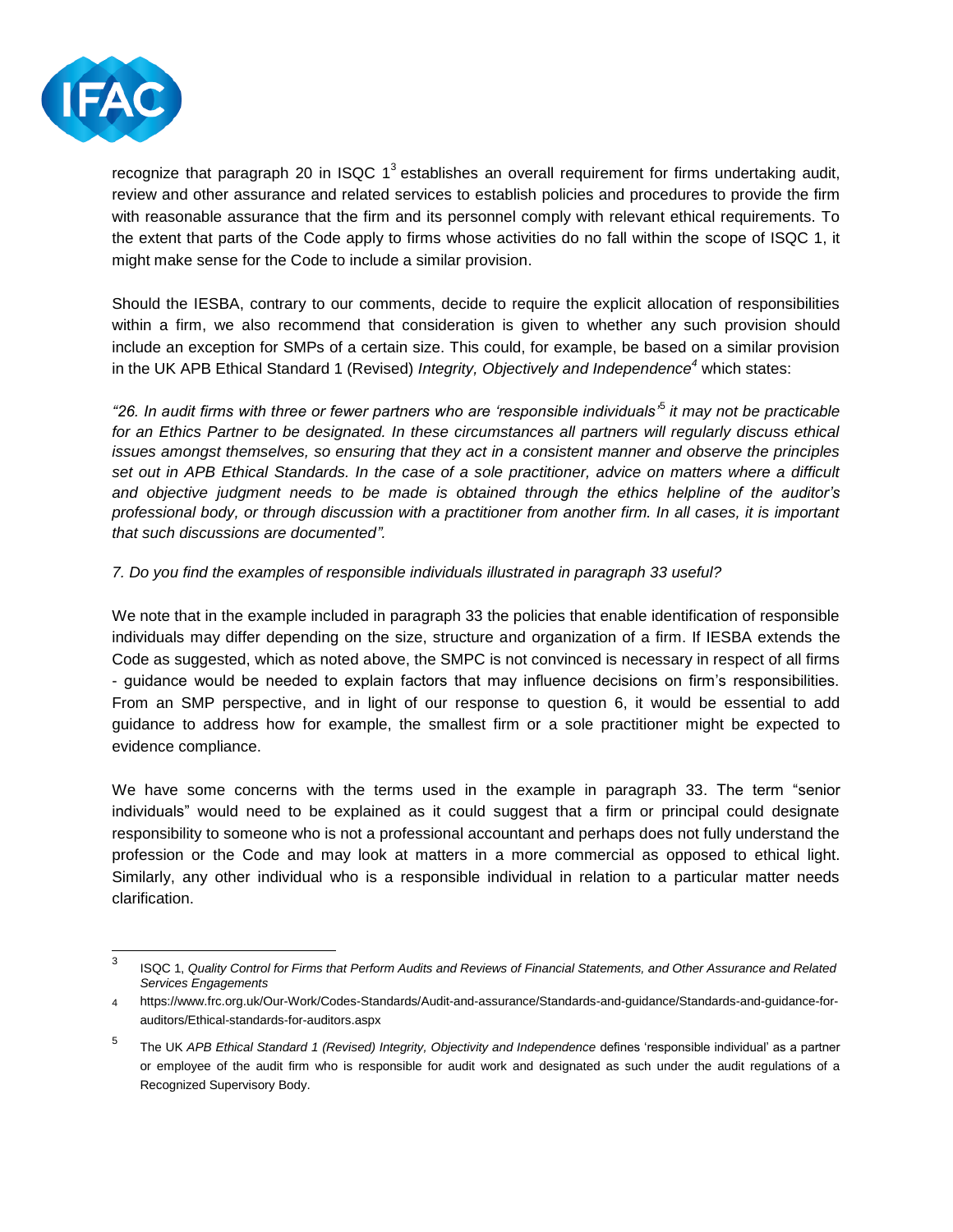recognize that paragraph 20 in ISQC 1[3] establishes an overall requirement for firms undertaking audit, review and other assurance and related services to establish policies and procedures to provide the firm with reasonable assurance that the firm and its personnel comply with relevant ethical requirements. To the extent that parts of the Code apply to firms whose activities do no fall within the scope of ISQC 1, it might make sense for the Code to include a similar provision.

Should the IESBA, contrary to our comments, decide to require the explicit allocation of responsibilities within a firm, we also recommend that consideration is given to whether any such provision should include an exception for SMPs of a certain size. This could, for example, be based on a similar provision in the UK APB Ethical Standard 1 (Revised) *Integrity, Objectively and Independence*[4] which states:

*"26. In audit firms with three or fewer partners who are 'responsible individuals'*[5] *it may not be practicable for an Ethics Partner to be designated. In these circumstances all partners will regularly discuss ethical issues amongst themselves, so ensuring that they act in a consistent manner and observe the principles set out in APB Ethical Standards. In the case of a sole practitioner, advice on matters where a difficult and objective judgment needs to be made is obtained through the ethics helpline of the auditor's professional body, or through discussion with a practitioner from another firm. In all cases, it is important that such discussions are documented".*

*7. Do you find the examples of responsible individuals illustrated in paragraph 33 useful?*

We note that in the example included in paragraph 33 the policies that enable identification of responsible individuals may differ depending on the size, structure and organization of a firm. If IESBA extends the Code as suggested, which as noted above, the SMPC is not convinced is necessary in respect of all firms - guidance would be needed to explain factors that may influence decisions on firm's responsibilities. From an SMP perspective, and in light of our response to question 6, it would be essential to add guidance to address how for example, the smallest firm or a sole practitioner might be expected to evidence compliance.

We have some concerns with the terms used in the example in paragraph 33. The term "senior individuals" would need to be explained as it could suggest that a firm or principal could designate responsibility to someone who is not a professional accountant and perhaps does not fully understand the profession or the Code and may look at matters in a more commercial as opposed to ethical light. Similarly, any other individual who is a responsible individual in relation to a particular matter needs clarification.

---

[3] ISQC 1, *Quality Control for Firms that Perform Audits and Reviews of Financial Statements, and Other Assurance and Related Services Engagements*

[4] https://www.frc.org.uk/Our-Work/Codes-Standards/Audit-and-assurance/Standards-and-guidance/Standards-and-guidance-for-auditors/Ethical-standards-for-auditors.aspx

[5] The UK *APB Ethical Standard 1 (Revised) Integrity, Objectivity and Independence* defines 'responsible individual' as a partner or employee of the audit firm who is responsible for audit work and designated as such under the audit regulations of a Recognized Supervisory Body.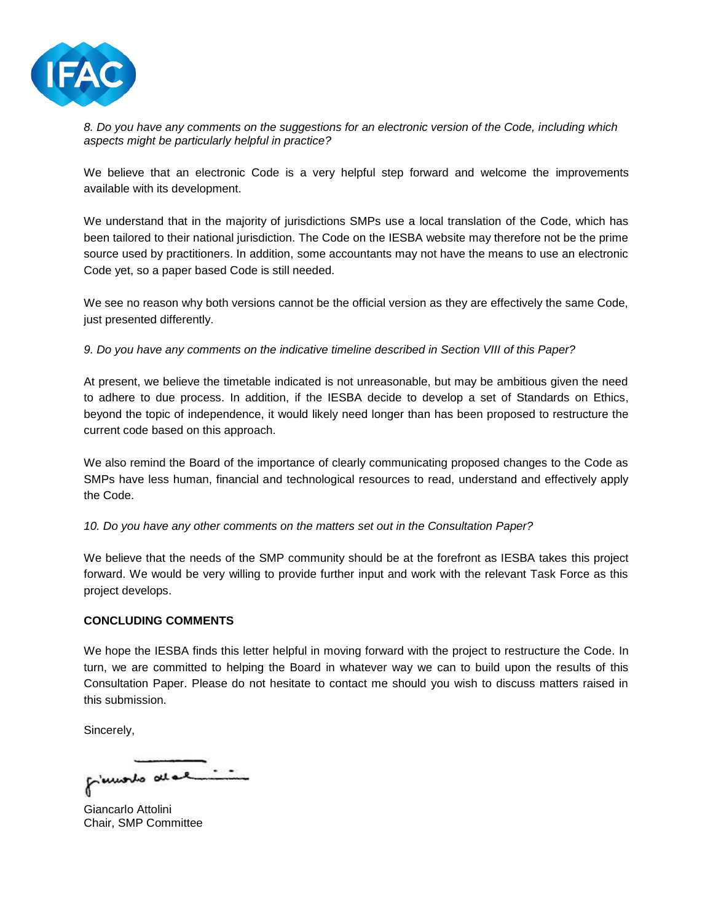*8. Do you have any comments on the suggestions for an electronic version of the Code, including which aspects might be particularly helpful in practice?*

We believe that an electronic Code is a very helpful step forward and welcome the improvements available with its development.

We understand that in the majority of jurisdictions SMPs use a local translation of the Code, which has been tailored to their national jurisdiction. The Code on the IESBA website may therefore not be the prime source used by practitioners. In addition, some accountants may not have the means to use an electronic Code yet, so a paper based Code is still needed.

We see no reason why both versions cannot be the official version as they are effectively the same Code, just presented differently.

*9. Do you have any comments on the indicative timeline described in Section VIII of this Paper?*

At present, we believe the timetable indicated is not unreasonable, but may be ambitious given the need to adhere to due process. In addition, if the IESBA decide to develop a set of Standards on Ethics, beyond the topic of independence, it would likely need longer than has been proposed to restructure the current code based on this approach.

We also remind the Board of the importance of clearly communicating proposed changes to the Code as SMPs have less human, financial and technological resources to read, understand and effectively apply the Code.

*10. Do you have any other comments on the matters set out in the Consultation Paper?*

We believe that the needs of the SMP community should be at the forefront as IESBA takes this project forward. We would be very willing to provide further input and work with the relevant Task Force as this project develops.

**CONCLUDING COMMENTS**

We hope the IESBA finds this letter helpful in moving forward with the project to restructure the Code. In turn, we are committed to helping the Board in whatever way we can to build upon the results of this Consultation Paper. Please do not hesitate to contact me should you wish to discuss matters raised in this submission.

Sincerely,

Giancarlo Attolini
Chair, SMP Committee